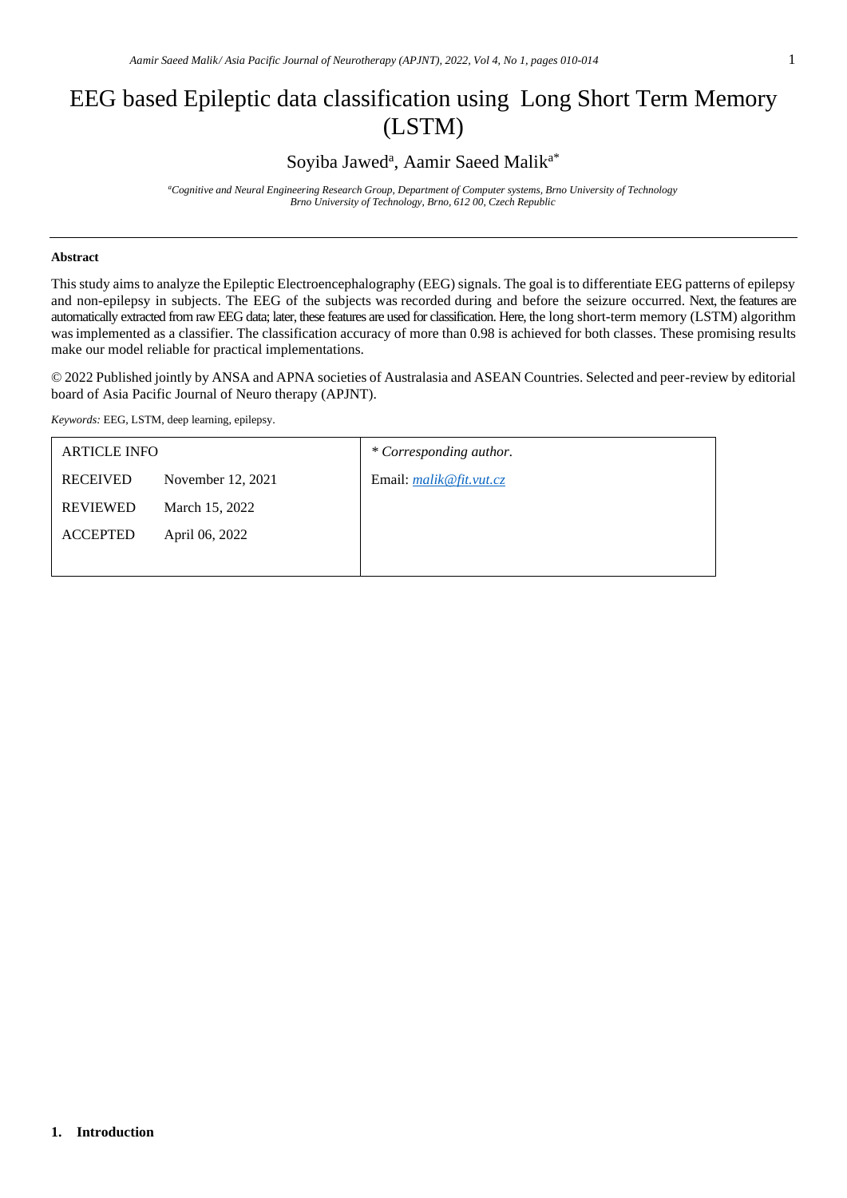# EEG based Epileptic data classification using Long Short Term Memory (LSTM)

Soyiba Jawed[a], Aamir Saeed Malik[a*]

[a]*Cognitive and Neural Engineering Research Group, Department of Computer systems, Brno University of Technology*
*Brno University of Technology, Brno, 612 00, Czech Republic*

---

**Abstract**

This study aims to analyze the Epileptic Electroencephalography (EEG) signals. The goal is to differentiate EEG patterns of epilepsy and non-epilepsy in subjects. The EEG of the subjects was recorded during and before the seizure occurred. Next, the features are automatically extracted from raw EEG data; later, these features are used for classification. Here, the long short-term memory (LSTM) algorithm was implemented as a classifier. The classification accuracy of more than 0.98 is achieved for both classes. These promising results make our model reliable for practical implementations.

© 2022 Published jointly by ANSA and APNA societies of Australasia and ASEAN Countries. Selected and peer-review by editorial board of Asia Pacific Journal of Neuro therapy (APJNT).

*Keywords:* EEG, LSTM, deep learning, epilepsy.

| ARTICLE INFO | | * *Corresponding author.* |
|---|---|---|
| RECEIVED | November 12, 2021 | Email: *malik@fit.vut.cz* |
| REVIEWED | March 15, 2022 | |
| ACCEPTED | April 06, 2022 | |

## 1. Introduction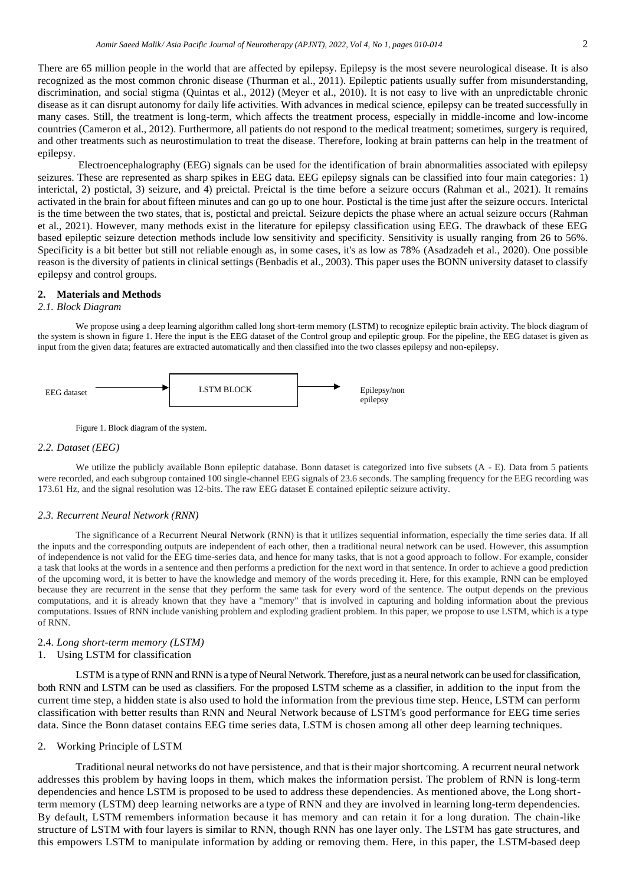There are 65 million people in the world that are affected by epilepsy. Epilepsy is the most severe neurological disease. It is also recognized as the most common chronic disease (Thurman et al., 2011). Epileptic patients usually suffer from misunderstanding, discrimination, and social stigma (Quintas et al., 2012) (Meyer et al., 2010). It is not easy to live with an unpredictable chronic disease as it can disrupt autonomy for daily life activities. With advances in medical science, epilepsy can be treated successfully in many cases. Still, the treatment is long-term, which affects the treatment process, especially in middle-income and low-income countries (Cameron et al., 2012). Furthermore, all patients do not respond to the medical treatment; sometimes, surgery is required, and other treatments such as neurostimulation to treat the disease. Therefore, looking at brain patterns can help in the treatment of epilepsy.

Electroencephalography (EEG) signals can be used for the identification of brain abnormalities associated with epilepsy seizures. These are represented as sharp spikes in EEG data. EEG epilepsy signals can be classified into four main categories: 1) interictal, 2) postictal, 3) seizure, and 4) preictal. Preictal is the time before a seizure occurs (Rahman et al., 2021). It remains activated in the brain for about fifteen minutes and can go up to one hour. Postictal is the time just after the seizure occurs. Interictal is the time between the two states, that is, postictal and preictal. Seizure depicts the phase where an actual seizure occurs (Rahman et al., 2021). However, many methods exist in the literature for epilepsy classification using EEG. The drawback of these EEG based epileptic seizure detection methods include low sensitivity and specificity. Sensitivity is usually ranging from 26 to 56%. Specificity is a bit better but still not reliable enough as, in some cases, it's as low as 78% (Asadzadeh et al., 2020). One possible reason is the diversity of patients in clinical settings (Benbadis et al., 2003). This paper uses the BONN university dataset to classify epilepsy and control groups.

## 2. Materials and Methods

### *2.1. Block Diagram*

We propose using a deep learning algorithm called long short-term memory (LSTM) to recognize epileptic brain activity. The block diagram of the system is shown in figure 1. Here the input is the EEG dataset of the Control group and epileptic group. For the pipeline, the EEG dataset is given as input from the given data; features are extracted automatically and then classified into the two classes epilepsy and non-epilepsy.

EEG dataset → LSTM BLOCK → Epilepsy/non epilepsy

Figure 1. Block diagram of the system.

### *2.2. Dataset (EEG)*

We utilize the publicly available Bonn epileptic database. Bonn dataset is categorized into five subsets (A - E). Data from 5 patients were recorded, and each subgroup contained 100 single-channel EEG signals of 23.6 seconds. The sampling frequency for the EEG recording was 173.61 Hz, and the signal resolution was 12-bits. The raw EEG dataset E contained epileptic seizure activity.

### *2.3. Recurrent Neural Network (RNN)*

The significance of a Recurrent Neural Network (RNN) is that it utilizes sequential information, especially the time series data. If all the inputs and the corresponding outputs are independent of each other, then a traditional neural network can be used. However, this assumption of independence is not valid for the EEG time-series data, and hence for many tasks, that is not a good approach to follow. For example, consider a task that looks at the words in a sentence and then performs a prediction for the next word in that sentence. In order to achieve a good prediction of the upcoming word, it is better to have the knowledge and memory of the words preceding it. Here, for this example, RNN can be employed because they are recurrent in the sense that they perform the same task for every word of the sentence. The output depends on the previous computations, and it is already known that they have a "memory" that is involved in capturing and holding information about the previous computations. Issues of RNN include vanishing problem and exploding gradient problem. In this paper, we propose to use LSTM, which is a type of RNN.

### 2.4. *Long short-term memory (LSTM)*

1. Using LSTM for classification

LSTM is a type of RNN and RNN is a type of Neural Network. Therefore, just as a neural network can be used for classification, both RNN and LSTM can be used as classifiers. For the proposed LSTM scheme as a classifier, in addition to the input from the current time step, a hidden state is also used to hold the information from the previous time step. Hence, LSTM can perform classification with better results than RNN and Neural Network because of LSTM's good performance for EEG time series data. Since the Bonn dataset contains EEG time series data, LSTM is chosen among all other deep learning techniques.

2. Working Principle of LSTM

Traditional neural networks do not have persistence, and that is their major shortcoming. A recurrent neural network addresses this problem by having loops in them, which makes the information persist. The problem of RNN is long-term dependencies and hence LSTM is proposed to be used to address these dependencies. As mentioned above, the Long short-term memory (LSTM) deep learning networks are a type of RNN and they are involved in learning long-term dependencies. By default, LSTM remembers information because it has memory and can retain it for a long duration. The chain-like structure of LSTM with four layers is similar to RNN, though RNN has one layer only. The LSTM has gate structures, and this empowers LSTM to manipulate information by adding or removing them. Here, in this paper, the LSTM-based deep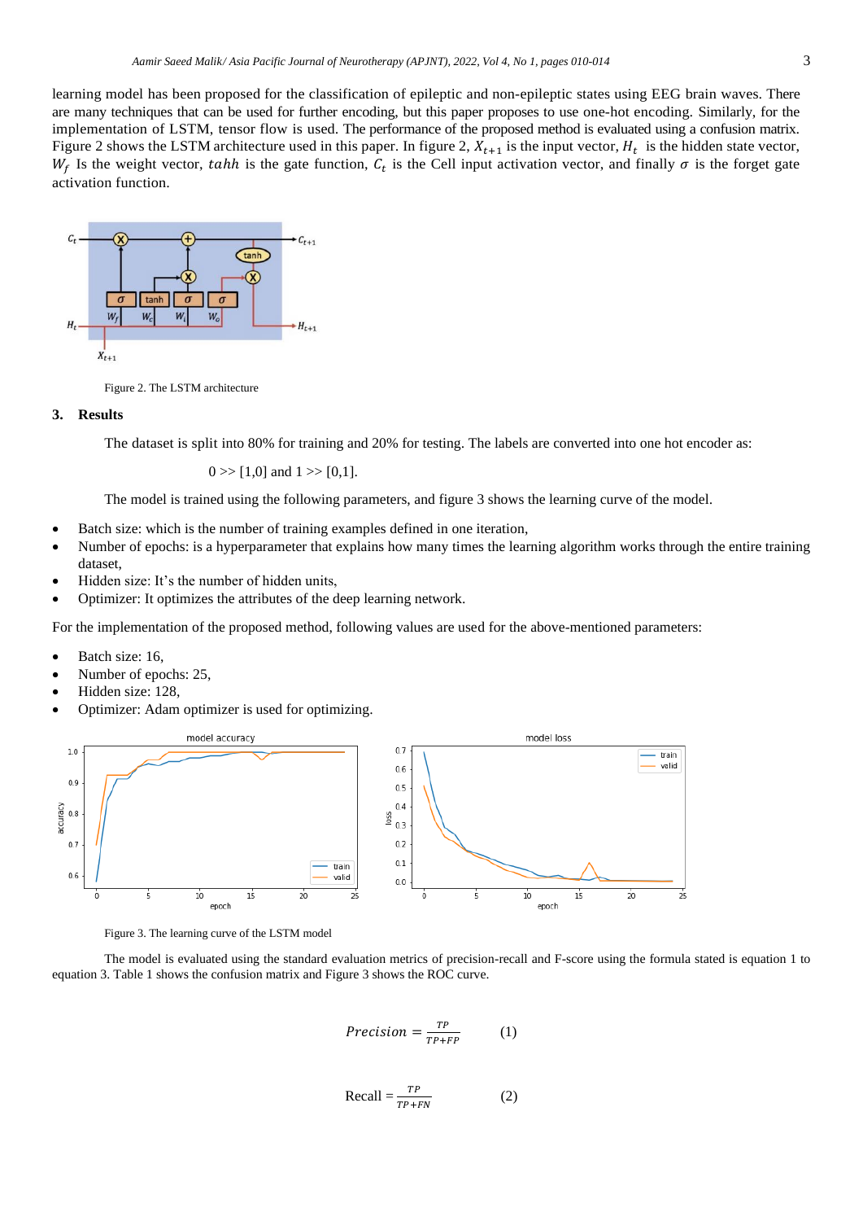learning model has been proposed for the classification of epileptic and non-epileptic states using EEG brain waves. There are many techniques that can be used for further encoding, but this paper proposes to use one-hot encoding. Similarly, for the implementation of LSTM, tensor flow is used. The performance of the proposed method is evaluated using a confusion matrix. Figure 2 shows the LSTM architecture used in this paper. In figure 2, $X_{t+1}$ is the input vector, $H_t$ is the hidden state vector, $W_f$ Is the weight vector, $tahh$ is the gate function, $C_t$ is the Cell input activation vector, and finally $\sigma$ is the forget gate activation function.

Figure 2. The LSTM architecture

## 3. Results

The dataset is split into 80% for training and 20% for testing. The labels are converted into one hot encoder as:

0 >> [1,0] and 1 >> [0,1].

The model is trained using the following parameters, and figure 3 shows the learning curve of the model.

- Batch size: which is the number of training examples defined in one iteration,
- Number of epochs: is a hyperparameter that explains how many times the learning algorithm works through the entire training dataset,
- Hidden size: It's the number of hidden units,
- Optimizer: It optimizes the attributes of the deep learning network.

For the implementation of the proposed method, following values are used for the above-mentioned parameters:

- Batch size: 16,
- Number of epochs: 25,
- Hidden size: 128,
- Optimizer: Adam optimizer is used for optimizing.

Figure 3. The learning curve of the LSTM model

The model is evaluated using the standard evaluation metrics of precision-recall and F-score using the formula stated is equation 1 to equation 3. Table 1 shows the confusion matrix and Figure 3 shows the ROC curve.

$$Precision = \frac{TP}{TP+FP} \qquad (1)$$

$$\text{Recall} = \frac{TP}{TP+FN} \qquad (2)$$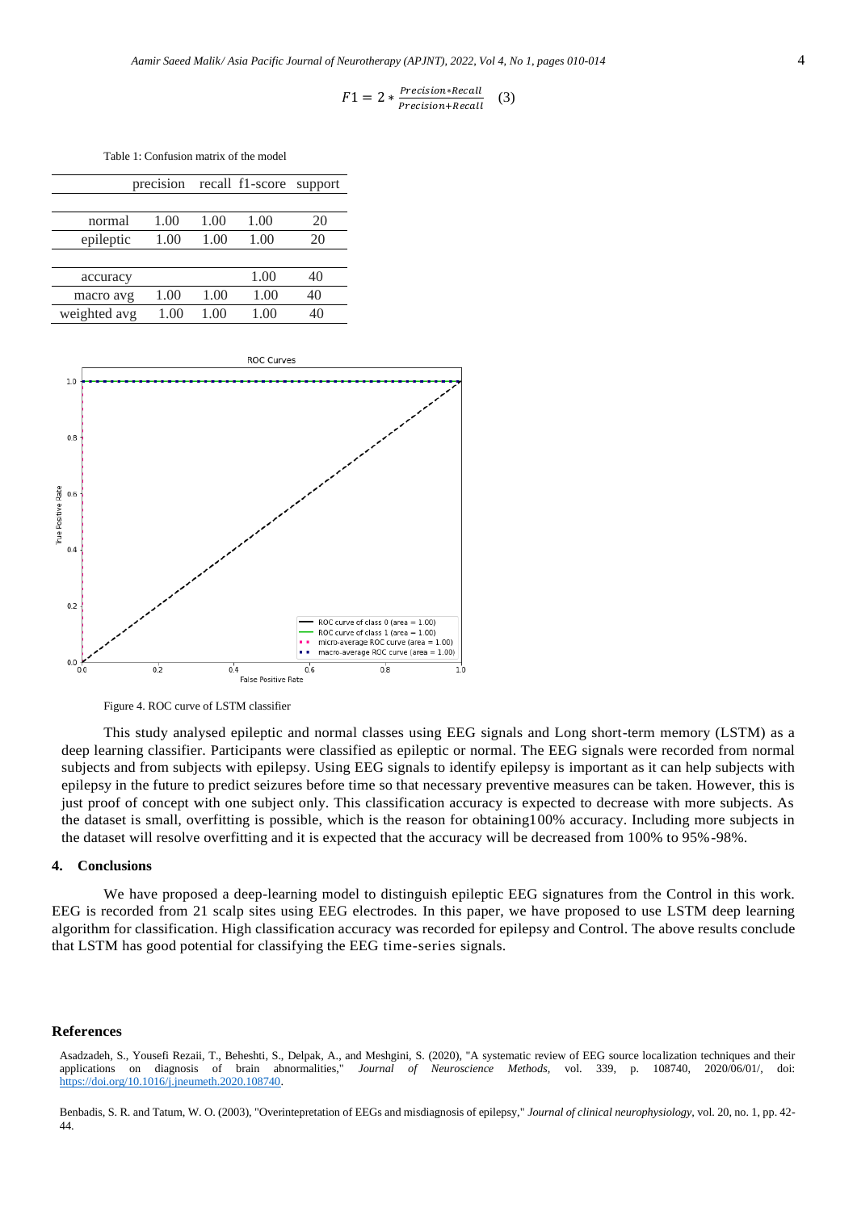$$F1 = 2 * \frac{Precision*Recall}{Precision+Recall} \quad (3)$$

Table 1: Confusion matrix of the model

| | precision | recall | f1-score | support |
|---|---|---|---|---|
| normal | 1.00 | 1.00 | 1.00 | 20 |
| epileptic | 1.00 | 1.00 | 1.00 | 20 |
| accuracy | | | 1.00 | 40 |
| macro avg | 1.00 | 1.00 | 1.00 | 40 |
| weighted avg | 1.00 | 1.00 | 1.00 | 40 |

Figure 4. ROC curve of LSTM classifier

This study analysed epileptic and normal classes using EEG signals and Long short-term memory (LSTM) as a deep learning classifier. Participants were classified as epileptic or normal. The EEG signals were recorded from normal subjects and from subjects with epilepsy. Using EEG signals to identify epilepsy is important as it can help subjects with epilepsy in the future to predict seizures before time so that necessary preventive measures can be taken. However, this is just proof of concept with one subject only. This classification accuracy is expected to decrease with more subjects. As the dataset is small, overfitting is possible, which is the reason for obtaining100% accuracy. Including more subjects in the dataset will resolve overfitting and it is expected that the accuracy will be decreased from 100% to 95%-98%.

## 4. Conclusions

We have proposed a deep-learning model to distinguish epileptic EEG signatures from the Control in this work. EEG is recorded from 21 scalp sites using EEG electrodes. In this paper, we have proposed to use LSTM deep learning algorithm for classification. High classification accuracy was recorded for epilepsy and Control. The above results conclude that LSTM has good potential for classifying the EEG time-series signals.

## References

Asadzadeh, S., Yousefi Rezaii, T., Beheshti, S., Delpak, A., and Meshgini, S. (2020), "A systematic review of EEG source localization techniques and their applications on diagnosis of brain abnormalities," *Journal of Neuroscience Methods*, vol. 339, p. 108740, 2020/06/01/, doi: https://doi.org/10.1016/j.jneumeth.2020.108740.

Benbadis, S. R. and Tatum, W. O. (2003), "Overintepretation of EEGs and misdiagnosis of epilepsy," *Journal of clinical neurophysiology*, vol. 20, no. 1, pp. 42-44.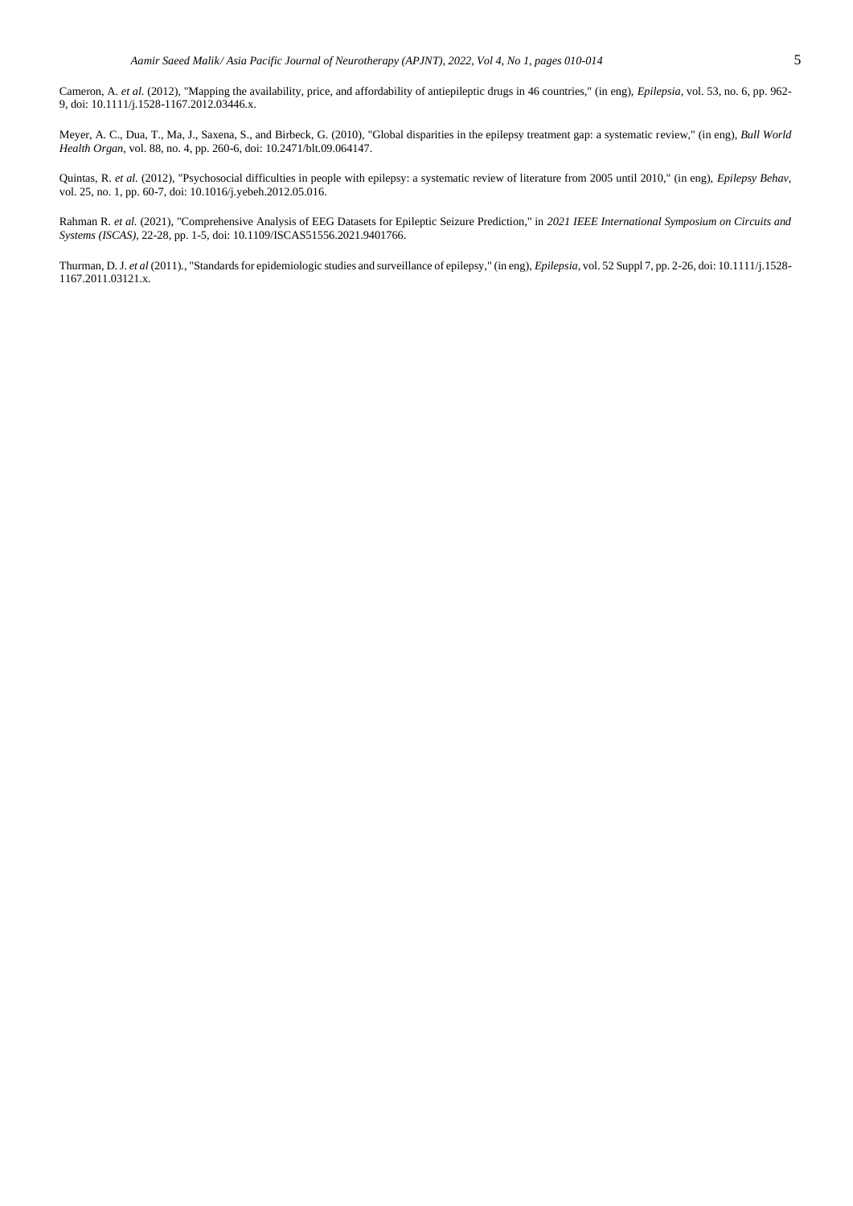Cameron, A. *et al.* (2012), "Mapping the availability, price, and affordability of antiepileptic drugs in 46 countries," (in eng), *Epilepsia,* vol. 53, no. 6, pp. 962-9, doi: 10.1111/j.1528-1167.2012.03446.x.

Meyer, A. C., Dua, T., Ma, J., Saxena, S., and Birbeck, G. (2010), "Global disparities in the epilepsy treatment gap: a systematic review," (in eng), *Bull World Health Organ,* vol. 88, no. 4, pp. 260-6, doi: 10.2471/blt.09.064147.

Quintas, R. *et al.* (2012), "Psychosocial difficulties in people with epilepsy: a systematic review of literature from 2005 until 2010," (in eng), *Epilepsy Behav,* vol. 25, no. 1, pp. 60-7, doi: 10.1016/j.yebeh.2012.05.016.

Rahman R. *et al.* (2021), "Comprehensive Analysis of EEG Datasets for Epileptic Seizure Prediction," in *2021 IEEE International Symposium on Circuits and Systems (ISCAS)*, 22-28, pp. 1-5, doi: 10.1109/ISCAS51556.2021.9401766.

Thurman, D. J. *et al* (2011)., "Standards for epidemiologic studies and surveillance of epilepsy," (in eng), *Epilepsia,* vol. 52 Suppl 7, pp. 2-26, doi: 10.1111/j.1528-1167.2011.03121.x.